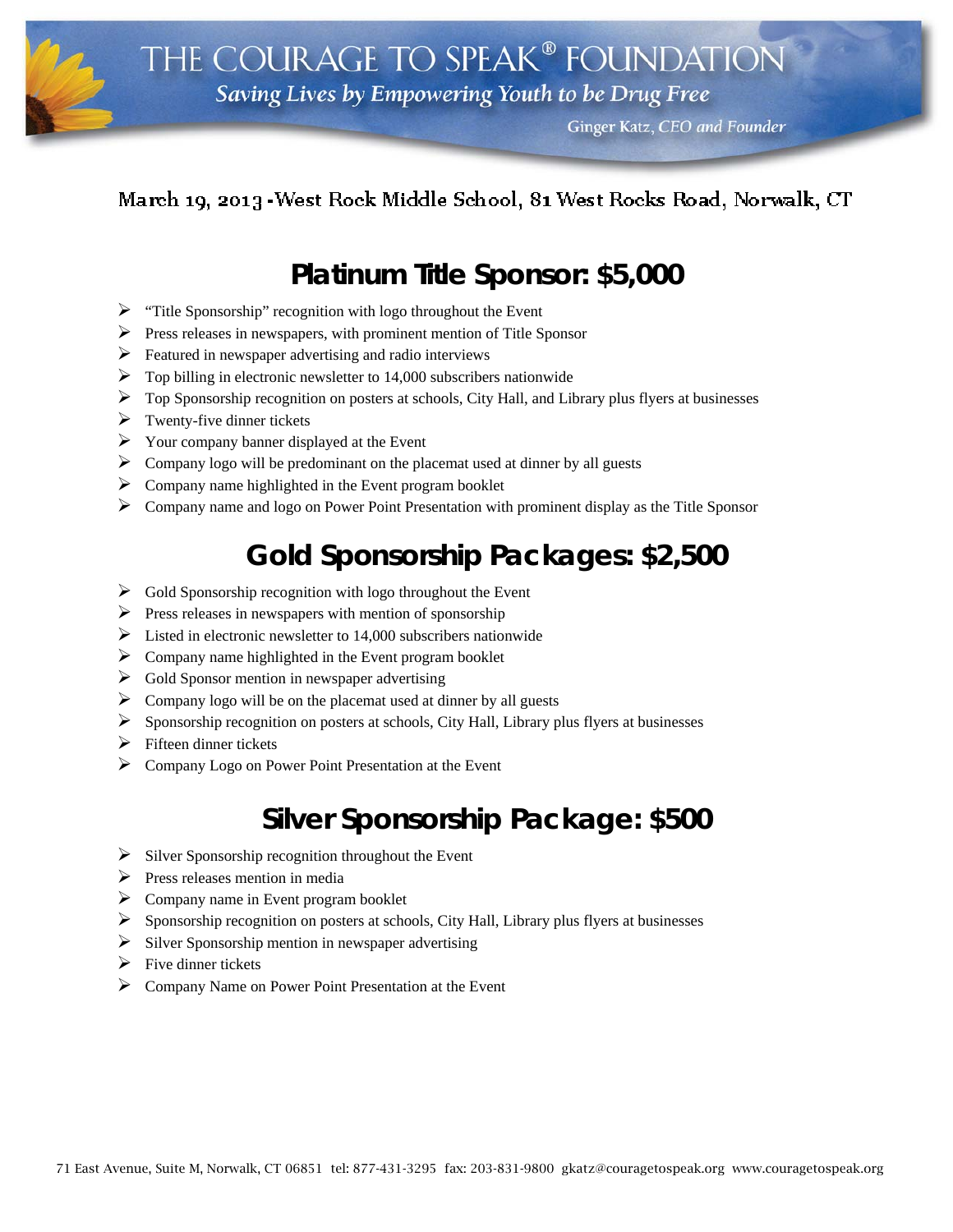# THE COURAGE TO SPEAK® FOUNDATION

*Saving Lives by Empowering Youth to be Drug Free*

Ginger Katz, *CEO and Founder*

March 19, 2013 - West Rock Middle School, 81 West Rocks Road, Norwalk, CT

## Platinum Title Sponsor: $5,000

- "Title Sponsorship" recognition with logo throughout the Event
- Press releases in newspapers, with prominent mention of Title Sponsor
- Featured in newspaper advertising and radio interviews
- Top billing in electronic newsletter to 14,000 subscribers nationwide
- Top Sponsorship recognition on posters at schools, City Hall, and Library plus flyers at businesses
- Twenty-five dinner tickets
- Your company banner displayed at the Event
- Company logo will be predominant on the placemat used at dinner by all guests
- Company name highlighted in the Event program booklet
- Company name and logo on Power Point Presentation with prominent display as the Title Sponsor

## Gold Sponsorship Packages: $2,500

- Gold Sponsorship recognition with logo throughout the Event
- Press releases in newspapers with mention of sponsorship
- Listed in electronic newsletter to 14,000 subscribers nationwide
- Company name highlighted in the Event program booklet
- Gold Sponsor mention in newspaper advertising
- Company logo will be on the placemat used at dinner by all guests
- Sponsorship recognition on posters at schools, City Hall, Library plus flyers at businesses
- Fifteen dinner tickets
- Company Logo on Power Point Presentation at the Event

## Silver Sponsorship Package: $500

- Silver Sponsorship recognition throughout the Event
- Press releases mention in media
- Company name in Event program booklet
- Sponsorship recognition on posters at schools, City Hall, Library plus flyers at businesses
- Silver Sponsorship mention in newspaper advertising
- Five dinner tickets
- Company Name on Power Point Presentation at the Event

71 East Avenue, Suite M, Norwalk, CT 06851 tel: 877-431-3295 fax: 203-831-9800 gkatz@couragetospeak.org www.couragetospeak.org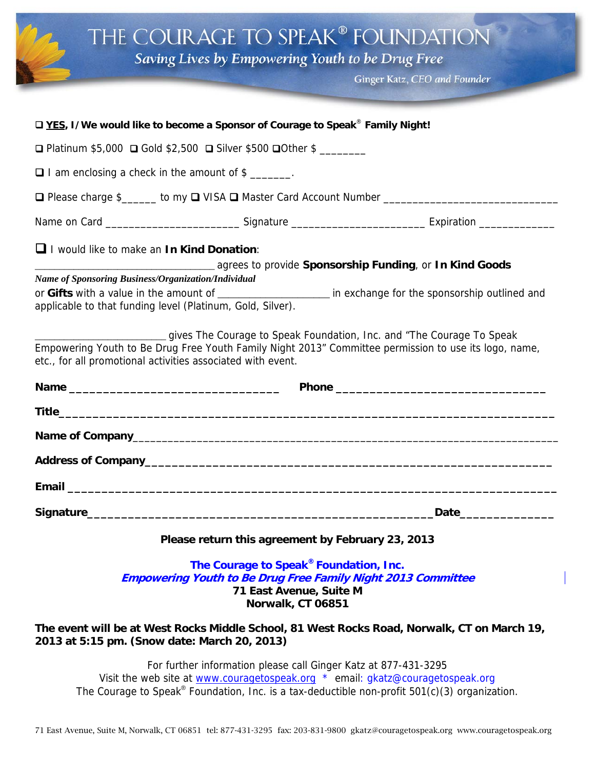# THE COURAGE TO SPEAK® FOUNDATION

*Saving Lives by Empowering Youth to be Drug Free*

*Ginger Katz, CEO and Founder*

❑ **YES, I/We would like to become a Sponsor of Courage to Speak® Family Night!**

❑ Platinum $5,000 ❑ Gold $2,500 ❑ Silver $500 ❑Other $ ________

❑ I am enclosing a check in the amount of $ _______.

❑ Please charge $______ to my ❑ VISA ❑ Master Card Account Number ______________________________

Name on Card ______________________ Signature ______________________ Expiration ____________

❑ I would like to make an **In Kind Donation**:

________________________________ agrees to provide **Sponsorship Funding**, or **In Kind Goods**

***Name of Sponsoring Business/Organization/Individual***

or **Gifts** with a value in the amount of ____________________ in exchange for the sponsorship outlined and applicable to that funding level (Platinum, Gold, Silver).

________________________ gives The Courage to Speak Foundation, Inc. and "The Courage To Speak Empowering Youth to Be Drug Free Youth Family Night 2013" Committee permission to use its logo, name, etc., for all promotional activities associated with event.

**Name** ______________________________ **Phone** ______________________________

**Title**___________________________________________________________________________

**Name of Company**___________________________________________________________________

**Address of Company**_________________________________________________________________

**Email** ____________________________________________________________________________

**Signature**____________________________________________________ **Date**_____________

**Please return this agreement by February 23, 2013**

**The Courage to Speak® Foundation, Inc.**
***Empowering Youth to Be Drug Free Family Night 2013 Committee***
**71 East Avenue, Suite M**
**Norwalk, CT 06851**

**The event will be at West Rocks Middle School, 81 West Rocks Road, Norwalk, CT on March 19, 2013 at 5:15 pm. (Snow date: March 20, 2013)**

For further information please call Ginger Katz at 877-431-3295
Visit the web site at www.couragetospeak.org * email: gkatz@couragetospeak.org
The Courage to Speak® Foundation, Inc. is a tax-deductible non-profit 501(c)(3) organization.

71 East Avenue, Suite M, Norwalk, CT 06851 tel: 877-431-3295 fax: 203-831-9800 gkatz@couragetospeak.org www.couragetospeak.org